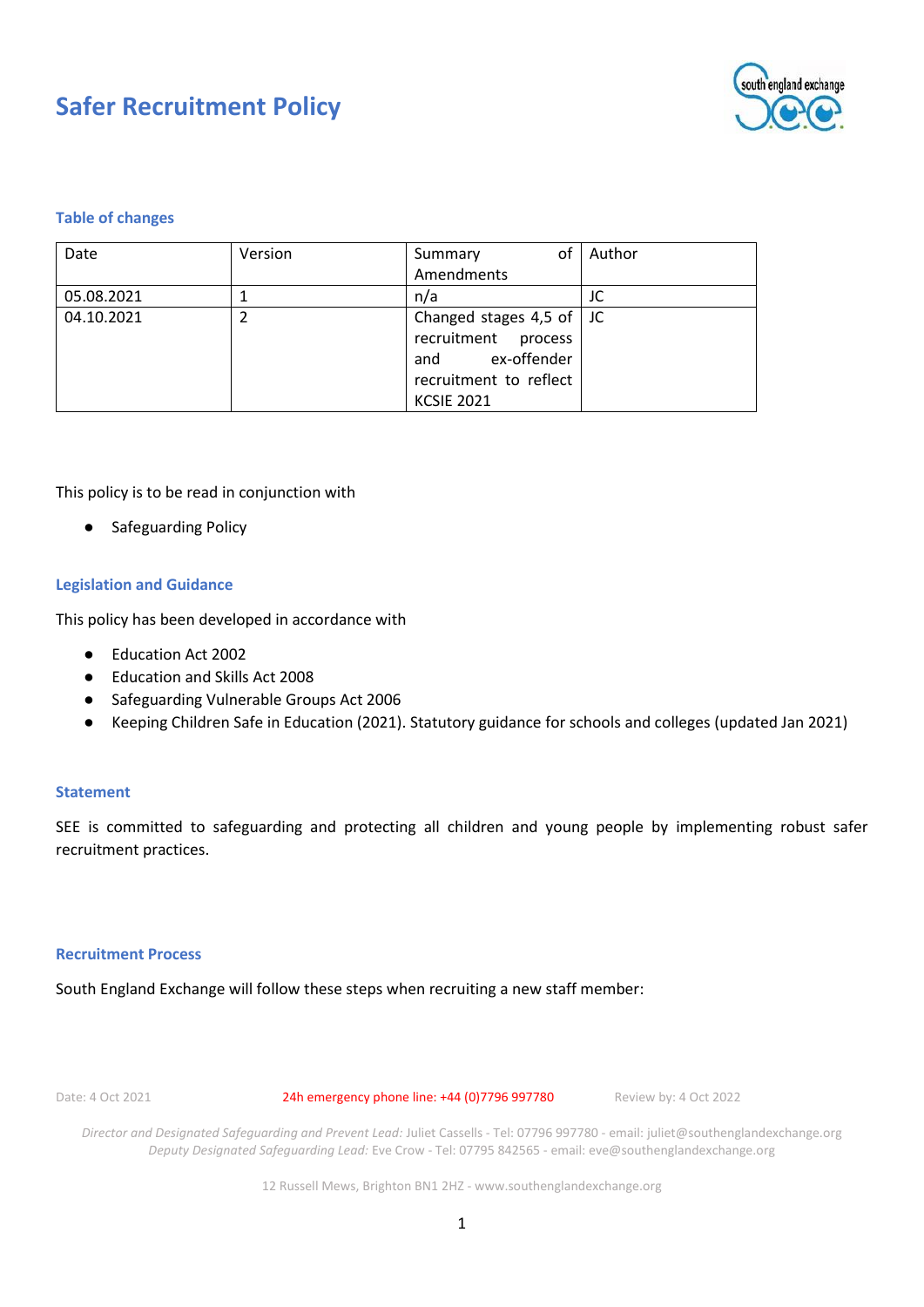# Safer Recruitment Policy

## Table of changes

| Date | Version | Summary of Amendments | Author |
|---|---|---|---|
| 05.08.2021 | 1 | n/a | JC |
| 04.10.2021 | 2 | Changed stages 4,5 of recruitment process and ex-offender recruitment to reflect KCSIE 2021 | JC |

This policy is to be read in conjunction with

- Safeguarding Policy

## Legislation and Guidance

This policy has been developed in accordance with

- Education Act 2002
- Education and Skills Act 2008
- Safeguarding Vulnerable Groups Act 2006
- Keeping Children Safe in Education (2021). Statutory guidance for schools and colleges (updated Jan 2021)

## Statement

SEE is committed to safeguarding and protecting all children and young people by implementing robust safer recruitment practices.

## Recruitment Process

South England Exchange will follow these steps when recruiting a new staff member: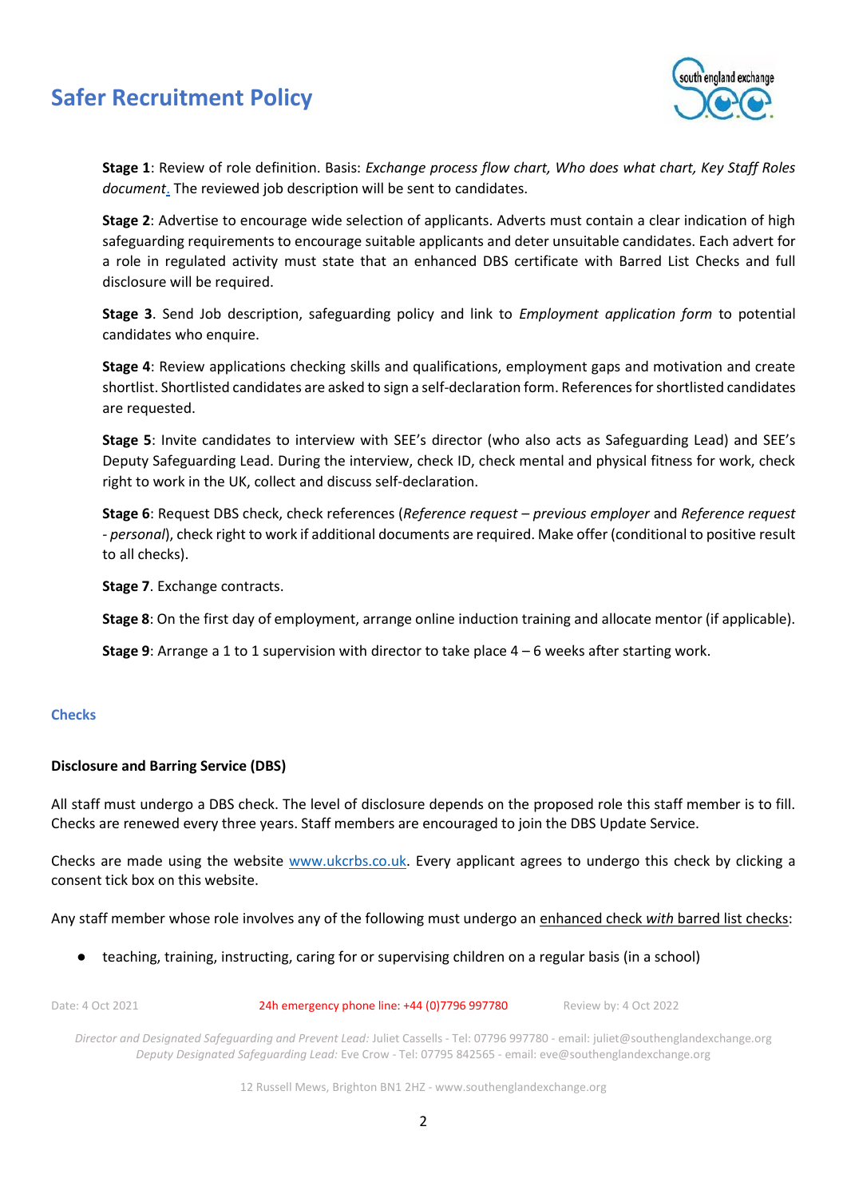**Stage 1**: Review of role definition. Basis: *Exchange process flow chart, Who does what chart, Key Staff Roles document*. The reviewed job description will be sent to candidates.

**Stage 2**: Advertise to encourage wide selection of applicants. Adverts must contain a clear indication of high safeguarding requirements to encourage suitable applicants and deter unsuitable candidates. Each advert for a role in regulated activity must state that an enhanced DBS certificate with Barred List Checks and full disclosure will be required.

**Stage 3**. Send Job description, safeguarding policy and link to *Employment application form* to potential candidates who enquire.

**Stage 4**: Review applications checking skills and qualifications, employment gaps and motivation and create shortlist. Shortlisted candidates are asked to sign a self-declaration form. References for shortlisted candidates are requested.

**Stage 5**: Invite candidates to interview with SEE's director (who also acts as Safeguarding Lead) and SEE's Deputy Safeguarding Lead. During the interview, check ID, check mental and physical fitness for work, check right to work in the UK, collect and discuss self-declaration.

**Stage 6**: Request DBS check, check references (*Reference request – previous employer* and *Reference request - personal*), check right to work if additional documents are required. Make offer (conditional to positive result to all checks).

**Stage 7**. Exchange contracts.

**Stage 8**: On the first day of employment, arrange online induction training and allocate mentor (if applicable).

**Stage 9**: Arrange a 1 to 1 supervision with director to take place 4 – 6 weeks after starting work.

## Checks

### Disclosure and Barring Service (DBS)

All staff must undergo a DBS check. The level of disclosure depends on the proposed role this staff member is to fill. Checks are renewed every three years. Staff members are encouraged to join the DBS Update Service.

Checks are made using the website www.ukcrbs.co.uk. Every applicant agrees to undergo this check by clicking a consent tick box on this website.

Any staff member whose role involves any of the following must undergo an enhanced check *with* barred list checks:

- teaching, training, instructing, caring for or supervising children on a regular basis (in a school)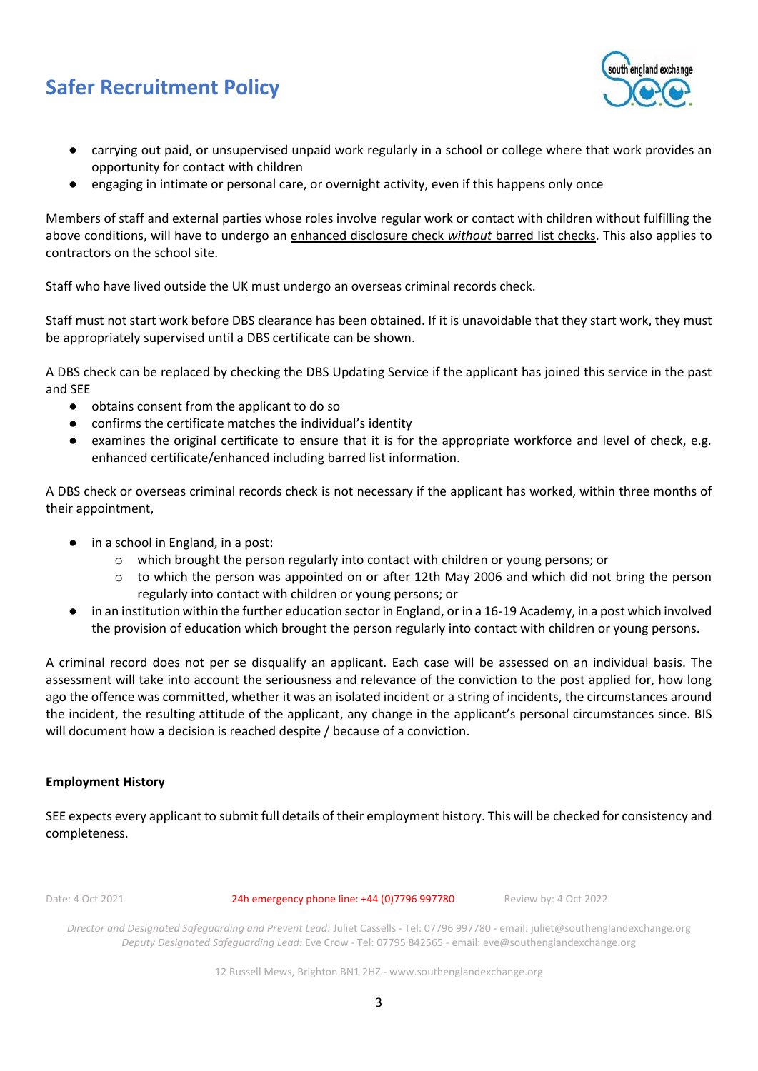- carrying out paid, or unsupervised unpaid work regularly in a school or college where that work provides an opportunity for contact with children
- engaging in intimate or personal care, or overnight activity, even if this happens only once

Members of staff and external parties whose roles involve regular work or contact with children without fulfilling the above conditions, will have to undergo an enhanced disclosure check *without* barred list checks. This also applies to contractors on the school site.

Staff who have lived outside the UK must undergo an overseas criminal records check.

Staff must not start work before DBS clearance has been obtained. If it is unavoidable that they start work, they must be appropriately supervised until a DBS certificate can be shown.

A DBS check can be replaced by checking the DBS Updating Service if the applicant has joined this service in the past and SEE

- obtains consent from the applicant to do so
- confirms the certificate matches the individual's identity
- examines the original certificate to ensure that it is for the appropriate workforce and level of check, e.g. enhanced certificate/enhanced including barred list information.

A DBS check or overseas criminal records check is not necessary if the applicant has worked, within three months of their appointment,

- in a school in England, in a post:
  - which brought the person regularly into contact with children or young persons; or
  - to which the person was appointed on or after 12th May 2006 and which did not bring the person regularly into contact with children or young persons; or
- in an institution within the further education sector in England, or in a 16-19 Academy, in a post which involved the provision of education which brought the person regularly into contact with children or young persons.

A criminal record does not per se disqualify an applicant. Each case will be assessed on an individual basis. The assessment will take into account the seriousness and relevance of the conviction to the post applied for, how long ago the offence was committed, whether it was an isolated incident or a string of incidents, the circumstances around the incident, the resulting attitude of the applicant, any change in the applicant's personal circumstances since. BIS will document how a decision is reached despite / because of a conviction.

**Employment History**

SEE expects every applicant to submit full details of their employment history. This will be checked for consistency and completeness.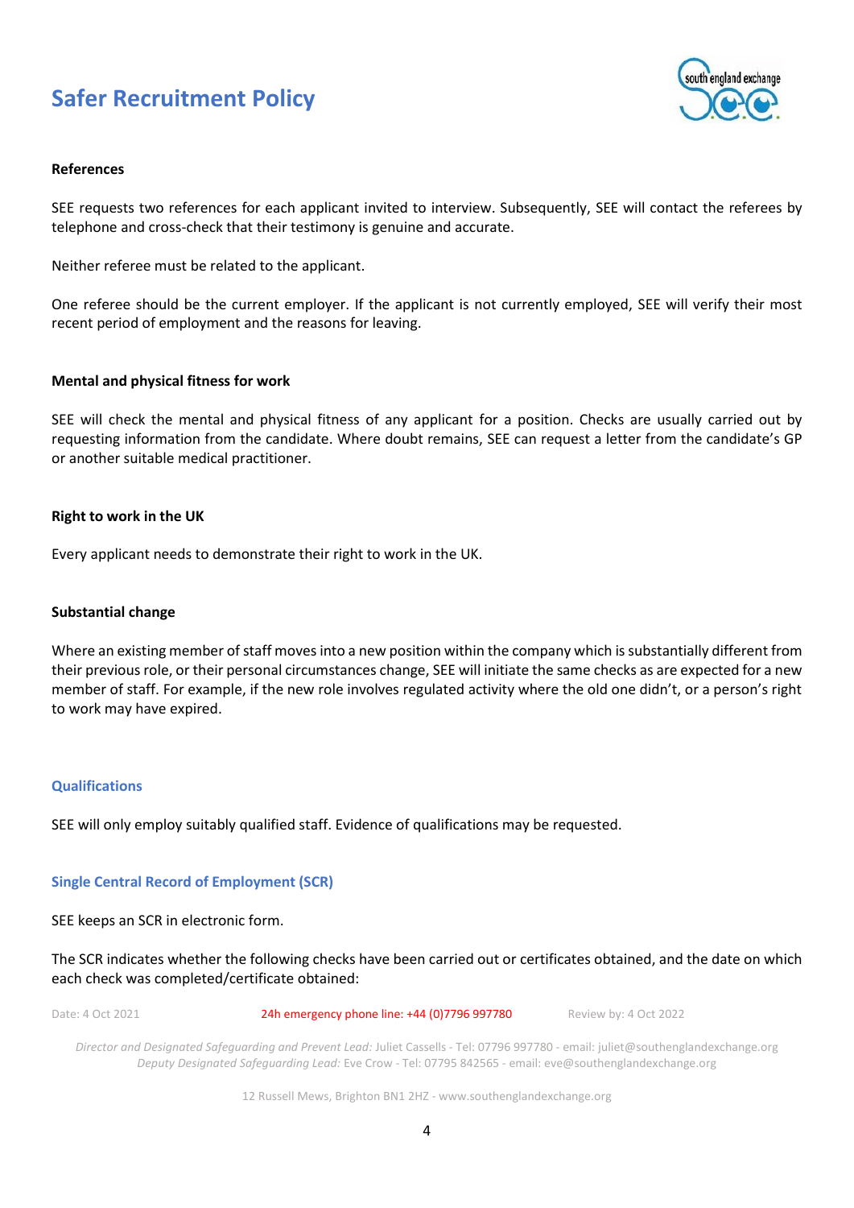### References

SEE requests two references for each applicant invited to interview. Subsequently, SEE will contact the referees by telephone and cross-check that their testimony is genuine and accurate.

Neither referee must be related to the applicant.

One referee should be the current employer. If the applicant is not currently employed, SEE will verify their most recent period of employment and the reasons for leaving.

### Mental and physical fitness for work

SEE will check the mental and physical fitness of any applicant for a position. Checks are usually carried out by requesting information from the candidate. Where doubt remains, SEE can request a letter from the candidate's GP or another suitable medical practitioner.

### Right to work in the UK

Every applicant needs to demonstrate their right to work in the UK.

### Substantial change

Where an existing member of staff moves into a new position within the company which is substantially different from their previous role, or their personal circumstances change, SEE will initiate the same checks as are expected for a new member of staff. For example, if the new role involves regulated activity where the old one didn't, or a person's right to work may have expired.

## Qualifications

SEE will only employ suitably qualified staff. Evidence of qualifications may be requested.

## Single Central Record of Employment (SCR)

SEE keeps an SCR in electronic form.

The SCR indicates whether the following checks have been carried out or certificates obtained, and the date on which each check was completed/certificate obtained: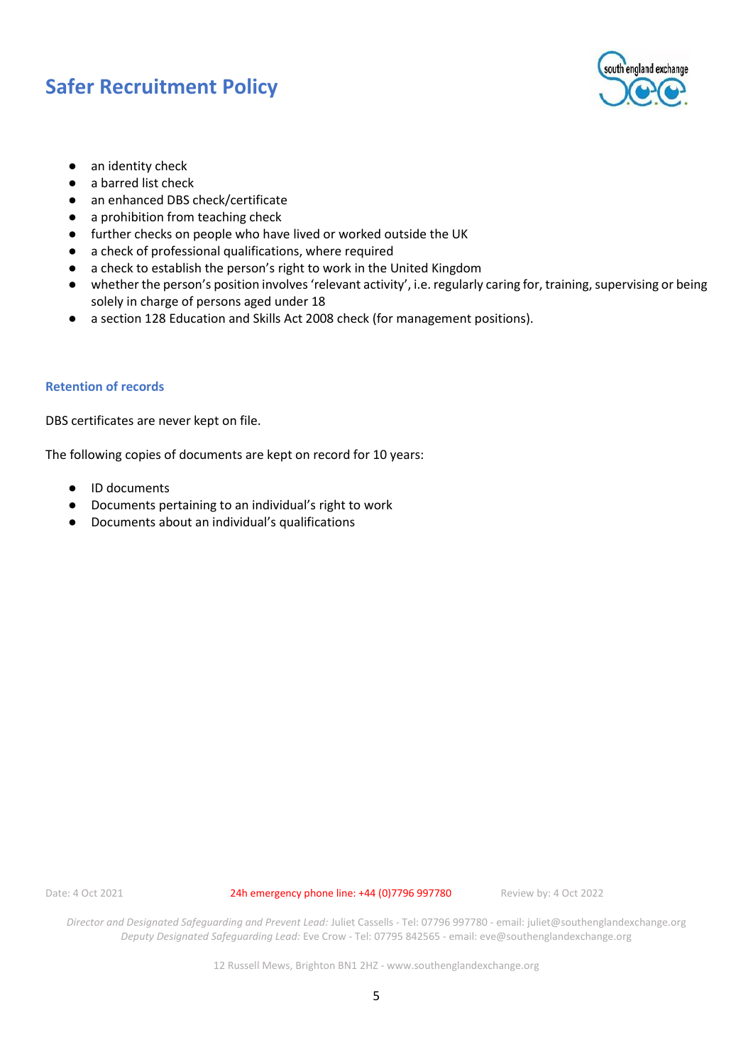- an identity check
- a barred list check
- an enhanced DBS check/certificate
- a prohibition from teaching check
- further checks on people who have lived or worked outside the UK
- a check of professional qualifications, where required
- a check to establish the person's right to work in the United Kingdom
- whether the person's position involves 'relevant activity', i.e. regularly caring for, training, supervising or being solely in charge of persons aged under 18
- a section 128 Education and Skills Act 2008 check (for management positions).

### Retention of records

DBS certificates are never kept on file.

The following copies of documents are kept on record for 10 years:

- ID documents
- Documents pertaining to an individual's right to work
- Documents about an individual's qualifications